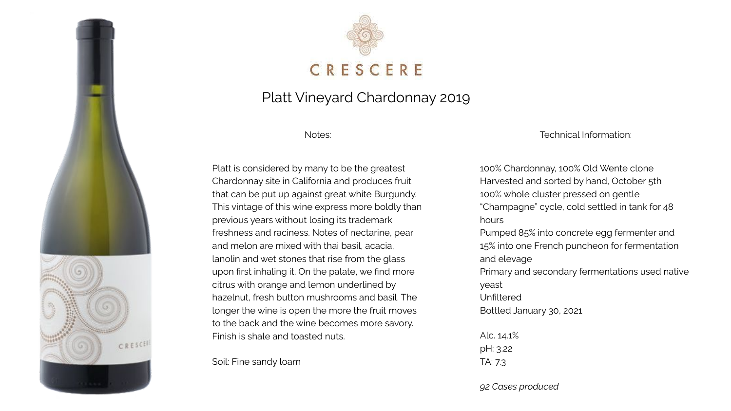# CRESCERE

## Platt Vineyard Chardonnay 2019

### Notes:

Platt is considered by many to be the greatest Chardonnay site in California and produces fruit that can be put up against great white Burgundy. This vintage of this wine express more boldly than previous years without losing its trademark freshness and raciness. Notes of nectarine, pear and melon are mixed with thai basil, acacia, lanolin and wet stones that rise from the glass upon first inhaling it. On the palate, we find more citrus with orange and lemon underlined by hazelnut, fresh button mushrooms and basil. The longer the wine is open the more the fruit moves to the back and the wine becomes more savory. Finish is shale and toasted nuts.

Soil: Fine sandy loam

### Technical Information:

100% Chardonnay, 100% Old Wente clone
Harvested and sorted by hand, October 5th
100% whole cluster pressed on gentle "Champagne" cycle, cold settled in tank for 48 hours
Pumped 85% into concrete egg fermenter and 15% into one French puncheon for fermentation and elevage
Primary and secondary fermentations used native yeast
Unfiltered
Bottled January 30, 2021

Alc. 14.1%
pH: 3.22
TA: 7.3

*92 Cases produced*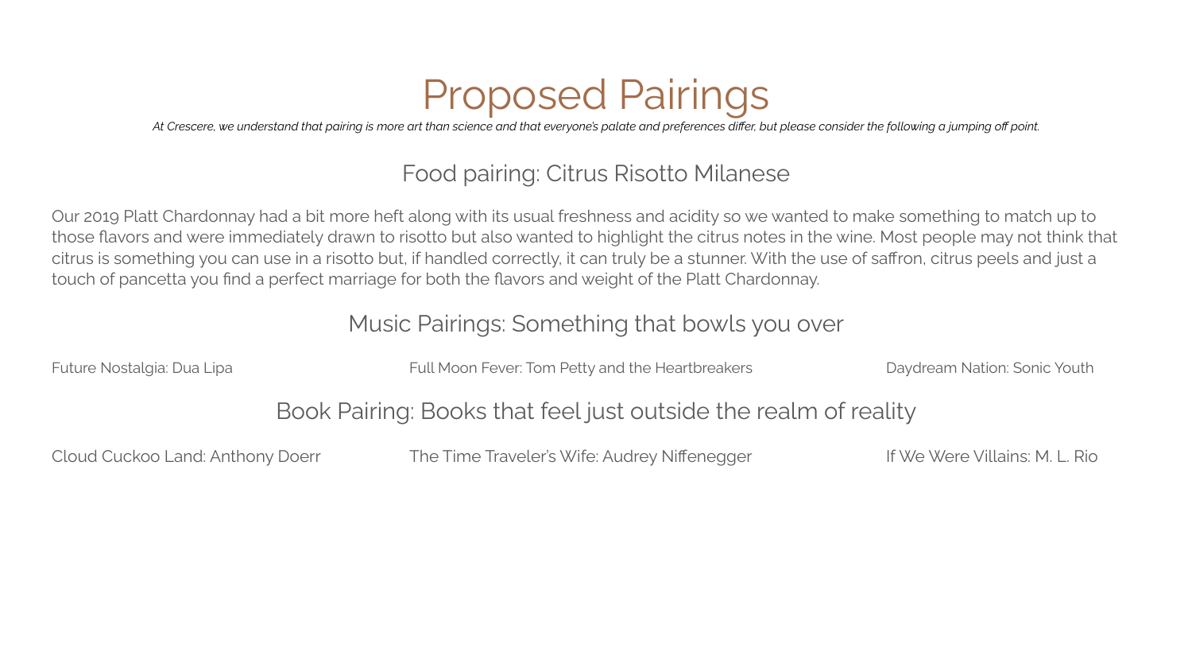# Proposed Pairings

*At Crescere, we understand that pairing is more art than science and that everyone's palate and preferences differ, but please consider the following a jumping off point.*

## Food pairing: Citrus Risotto Milanese

Our 2019 Platt Chardonnay had a bit more heft along with its usual freshness and acidity so we wanted to make something to match up to those flavors and were immediately drawn to risotto but also wanted to highlight the citrus notes in the wine. Most people may not think that citrus is something you can use in a risotto but, if handled correctly, it can truly be a stunner. With the use of saffron, citrus peels and just a touch of pancetta you find a perfect marriage for both the flavors and weight of the Platt Chardonnay.

## Music Pairings: Something that bowls you over

Future Nostalgia: Dua Lipa

Full Moon Fever: Tom Petty and the Heartbreakers

Daydream Nation: Sonic Youth

## Book Pairing: Books that feel just outside the realm of reality

Cloud Cuckoo Land: Anthony Doerr

The Time Traveler's Wife: Audrey Niffenegger

If We Were Villains: M. L. Rio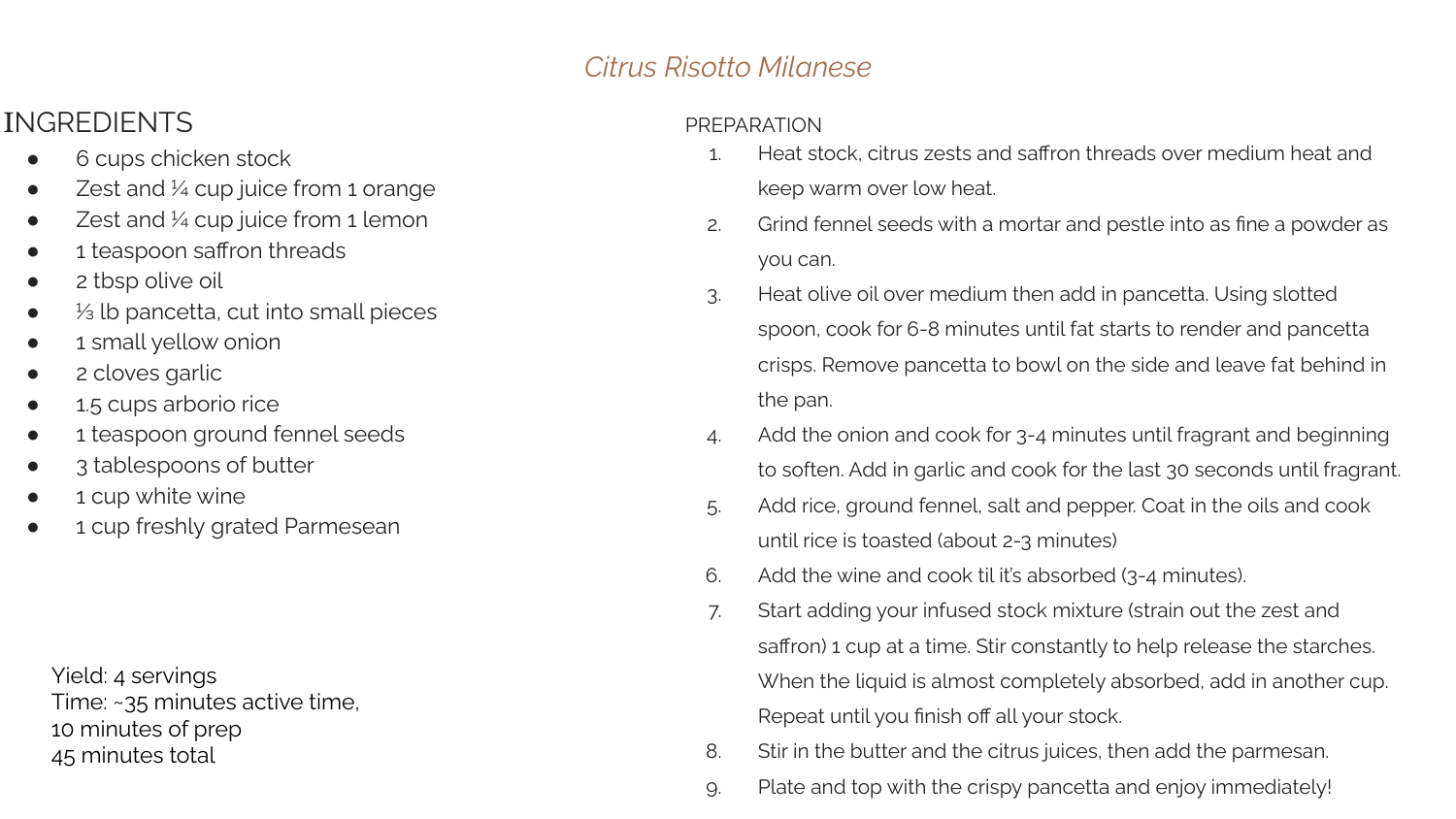# *Citrus Risotto Milanese*

## INGREDIENTS

- 6 cups chicken stock
- Zest and ¼ cup juice from 1 orange
- Zest and ¼ cup juice from 1 lemon
- 1 teaspoon saffron threads
- 2 tbsp olive oil
- ⅓ lb pancetta, cut into small pieces
- 1 small yellow onion
- 2 cloves garlic
- 1.5 cups arborio rice
- 1 teaspoon ground fennel seeds
- 3 tablespoons of butter
- 1 cup white wine
- 1 cup freshly grated Parmesean

Yield: 4 servings
Time: ~35 minutes active time,
10 minutes of prep
45 minutes total

## PREPARATION

1. Heat stock, citrus zests and saffron threads over medium heat and keep warm over low heat.
2. Grind fennel seeds with a mortar and pestle into as fine a powder as you can.
3. Heat olive oil over medium then add in pancetta. Using slotted spoon, cook for 6-8 minutes until fat starts to render and pancetta crisps. Remove pancetta to bowl on the side and leave fat behind in the pan.
4. Add the onion and cook for 3-4 minutes until fragrant and beginning to soften. Add in garlic and cook for the last 30 seconds until fragrant.
5. Add rice, ground fennel, salt and pepper. Coat in the oils and cook until rice is toasted (about 2-3 minutes)
6. Add the wine and cook til it's absorbed (3-4 minutes).
7. Start adding your infused stock mixture (strain out the zest and saffron) 1 cup at a time. Stir constantly to help release the starches. When the liquid is almost completely absorbed, add in another cup. Repeat until you finish off all your stock.
8. Stir in the butter and the citrus juices, then add the parmesan.
9. Plate and top with the crispy pancetta and enjoy immediately!